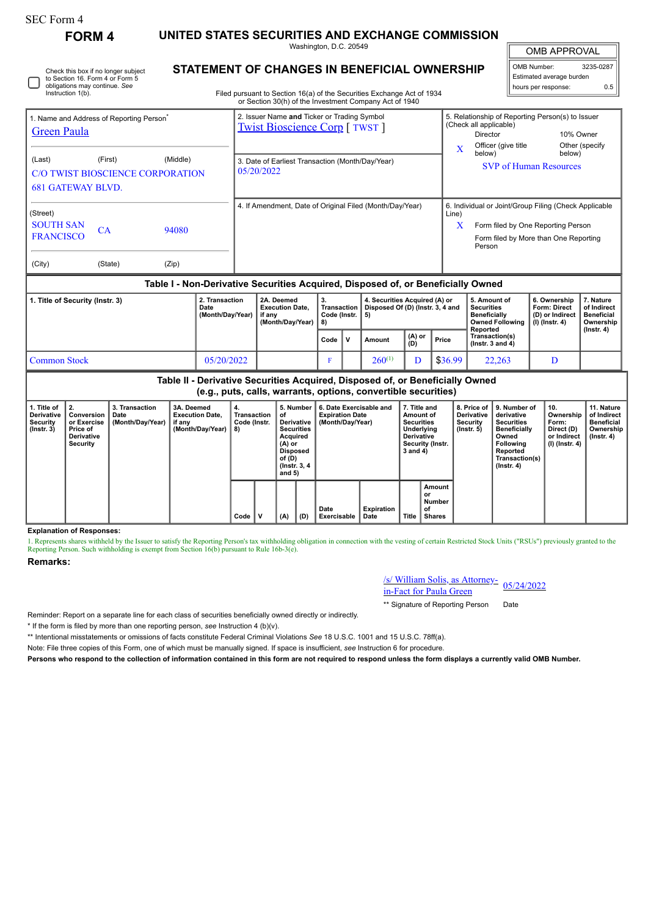SEC Form 4

**FORM 4**

# UNITED STATES SECURITIES AND EXCHANGE COMMISSION

Washington, D.C. 20549

## STATEMENT OF CHANGES IN BENEFICIAL OWNERSHIP

Filed pursuant to Section 16(a) of the Securities Exchange Act of 1934 or Section 30(h) of the Investment Company Act of 1940

| OMB APPROVAL | |
|---|---|
| OMB Number: | 3235-0287 |
| Estimated average burden | |
| hours per response: | 0.5 |

☐ Check this box if no longer subject to Section 16. Form 4 or Form 5 obligations may continue. *See* Instruction 1(b).

| 1. Name and Address of Reporting Person* | 2. Issuer Name **and** Ticker or Trading Symbol | 5. Relationship of Reporting Person(s) to Issuer (Check all applicable) |
|---|---|---|
| Green Paula | Twist Bioscience Corp [ TWST ] | Director ☐ 10% Owner ☐ |
| (Last) (First) (Middle) | 3. Date of Earliest Transaction (Month/Day/Year) | X Officer (give title below) ☐ Other (specify below) |
| C/O TWIST BIOSCIENCE CORPORATION 681 GATEWAY BLVD. | 05/20/2022 | SVP of Human Resources |
| (Street) | 4. If Amendment, Date of Original Filed (Month/Day/Year) | 6. Individual or Joint/Group Filing (Check Applicable Line) |
| SOUTH SAN FRANCISCO CA 94080 | | X Form filed by One Reporting Person |
| (City) (State) (Zip) | | Form filed by More than One Reporting Person |

### Table I - Non-Derivative Securities Acquired, Disposed of, or Beneficially Owned

| 1. Title of Security (Instr. 3) | 2. Transaction Date (Month/Day/Year) | 2A. Deemed Execution Date, if any (Month/Day/Year) | 3. Transaction Code (Instr. 8) | | 4. Securities Acquired (A) or Disposed Of (D) (Instr. 3, 4 and 5) | | | 5. Amount of Securities Beneficially Owned Following Reported Transaction(s) (Instr. 3 and 4) | 6. Ownership Form: Direct (D) or Indirect (I) (Instr. 4) | 7. Nature of Indirect Beneficial Ownership (Instr. 4) |
|---|---|---|---|---|---|---|---|---|---|---|
| | | | Code | V | Amount | (A) or (D) | Price | | | |
| Common Stock | 05/20/2022 | | F | | 260[1] | D | $36.99 | 22,263 | D | |

### Table II - Derivative Securities Acquired, Disposed of, or Beneficially Owned (e.g., puts, calls, warrants, options, convertible securities)

| 1. Title of Derivative Security (Instr. 3) | 2. Conversion or Exercise Price of Derivative Security | 3. Transaction Date (Month/Day/Year) | 3A. Deemed Execution Date, if any (Month/Day/Year) | 4. Transaction Code (Instr. 8) | | 5. Number of Derivative Securities Acquired (A) or Disposed of (D) (Instr. 3, 4 and 5) | | 6. Date Exercisable and Expiration Date (Month/Day/Year) | | 7. Title and Amount of Securities Underlying Derivative Security (Instr. 3 and 4) | | 8. Price of Derivative Security (Instr. 5) | 9. Number of derivative Securities Beneficially Owned Following Reported Transaction(s) (Instr. 4) | 10. Ownership Form: Direct (D) or Indirect (I) (Instr. 4) | 11. Nature of Indirect Beneficial Ownership (Instr. 4) |
|---|---|---|---|---|---|---|---|---|---|---|---|---|---|---|---|
| | | | | Code | V | (A) | (D) | Date Exercisable | Expiration Date | Title | Amount or Number of Shares | | | | |

**Explanation of Responses:**

1. Represents shares withheld by the Issuer to satisfy the Reporting Person's tax withholding obligation in connection with the vesting of certain Restricted Stock Units ("RSUs") previously granted to the Reporting Person. Such withholding is exempt from Section 16(b) pursuant to Rule 16b-3(e).

**Remarks:**

/s/ William Solis, as Attorney-in-Fact for Paula Green — 05/24/2022

** Signature of Reporting Person — Date

Reminder: Report on a separate line for each class of securities beneficially owned directly or indirectly.

\* If the form is filed by more than one reporting person, *see* Instruction 4 (b)(v).

** Intentional misstatements or omissions of facts constitute Federal Criminal Violations *See* 18 U.S.C. 1001 and 15 U.S.C. 78ff(a).

Note: File three copies of this Form, one of which must be manually signed. If space is insufficient, *see* Instruction 6 for procedure.

**Persons who respond to the collection of information contained in this form are not required to respond unless the form displays a currently valid OMB Number.**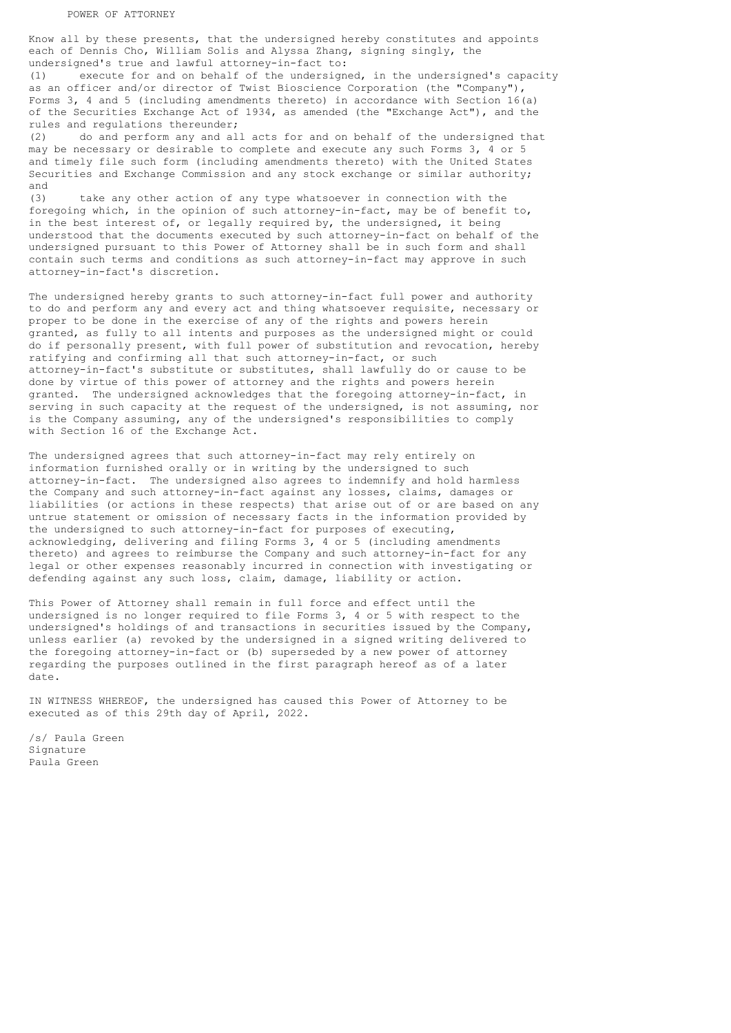# POWER OF ATTORNEY

Know all by these presents, that the undersigned hereby constitutes and appoints each of Dennis Cho, William Solis and Alyssa Zhang, signing singly, the undersigned's true and lawful attorney-in-fact to:

(1) execute for and on behalf of the undersigned, in the undersigned's capacity as an officer and/or director of Twist Bioscience Corporation (the "Company"), Forms 3, 4 and 5 (including amendments thereto) in accordance with Section 16(a) of the Securities Exchange Act of 1934, as amended (the "Exchange Act"), and the rules and regulations thereunder;

(2) do and perform any and all acts for and on behalf of the undersigned that may be necessary or desirable to complete and execute any such Forms 3, 4 or 5 and timely file such form (including amendments thereto) with the United States Securities and Exchange Commission and any stock exchange or similar authority; and

(3) take any other action of any type whatsoever in connection with the foregoing which, in the opinion of such attorney-in-fact, may be of benefit to, in the best interest of, or legally required by, the undersigned, it being understood that the documents executed by such attorney-in-fact on behalf of the undersigned pursuant to this Power of Attorney shall be in such form and shall contain such terms and conditions as such attorney-in-fact may approve in such attorney-in-fact's discretion.

The undersigned hereby grants to such attorney-in-fact full power and authority to do and perform any and every act and thing whatsoever requisite, necessary or proper to be done in the exercise of any of the rights and powers herein granted, as fully to all intents and purposes as the undersigned might or could do if personally present, with full power of substitution and revocation, hereby ratifying and confirming all that such attorney-in-fact, or such attorney-in-fact's substitute or substitutes, shall lawfully do or cause to be done by virtue of this power of attorney and the rights and powers herein granted. The undersigned acknowledges that the foregoing attorney-in-fact, in serving in such capacity at the request of the undersigned, is not assuming, nor is the Company assuming, any of the undersigned's responsibilities to comply with Section 16 of the Exchange Act.

The undersigned agrees that such attorney-in-fact may rely entirely on information furnished orally or in writing by the undersigned to such attorney-in-fact. The undersigned also agrees to indemnify and hold harmless the Company and such attorney-in-fact against any losses, claims, damages or liabilities (or actions in these respects) that arise out of or are based on any untrue statement or omission of necessary facts in the information provided by the undersigned to such attorney-in-fact for purposes of executing, acknowledging, delivering and filing Forms 3, 4 or 5 (including amendments thereto) and agrees to reimburse the Company and such attorney-in-fact for any legal or other expenses reasonably incurred in connection with investigating or defending against any such loss, claim, damage, liability or action.

This Power of Attorney shall remain in full force and effect until the undersigned is no longer required to file Forms 3, 4 or 5 with respect to the undersigned's holdings of and transactions in securities issued by the Company, unless earlier (a) revoked by the undersigned in a signed writing delivered to the foregoing attorney-in-fact or (b) superseded by a new power of attorney regarding the purposes outlined in the first paragraph hereof as of a later date.

IN WITNESS WHEREOF, the undersigned has caused this Power of Attorney to be executed as of this 29th day of April, 2022.

/s/ Paula Green
Signature
Paula Green